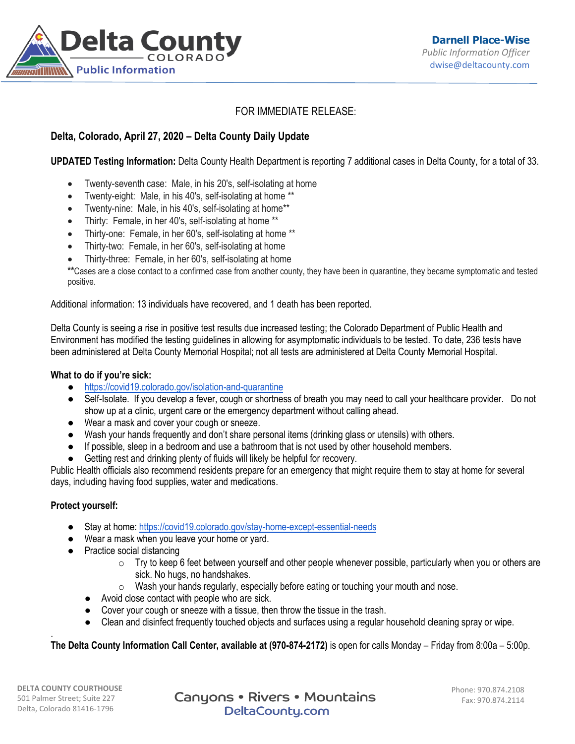# Delta County

COLORADO

Public Information

**Darnell Place-Wise**
*Public Information Officer*
dwise@deltacounty.com

FOR IMMEDIATE RELEASE:

**Delta, Colorado, April 27, 2020 – Delta County Daily Update**

**UPDATED Testing Information:** Delta County Health Department is reporting 7 additional cases in Delta County, for a total of 33.

- Twenty-seventh case: Male, in his 20's, self-isolating at home
- Twenty-eight: Male, in his 40's, self-isolating at home **
- Twenty-nine: Male, in his 40's, self-isolating at home**
- Thirty: Female, in her 40's, self-isolating at home **
- Thirty-one: Female, in her 60's, self-isolating at home **
- Thirty-two: Female, in her 60's, self-isolating at home
- Thirty-three: Female, in her 60's, self-isolating at home

**Cases are a close contact to a confirmed case from another county, they have been in quarantine, they became symptomatic and tested positive.

Additional information: 13 individuals have recovered, and 1 death has been reported.

Delta County is seeing a rise in positive test results due increased testing; the Colorado Department of Public Health and Environment has modified the testing guidelines in allowing for asymptomatic individuals to be tested. To date, 236 tests have been administered at Delta County Memorial Hospital; not all tests are administered at Delta County Memorial Hospital.

**What to do if you're sick:**

- https://covid19.colorado.gov/isolation-and-quarantine
- Self-Isolate. If you develop a fever, cough or shortness of breath you may need to call your healthcare provider. Do not show up at a clinic, urgent care or the emergency department without calling ahead.
- Wear a mask and cover your cough or sneeze.
- Wash your hands frequently and don't share personal items (drinking glass or utensils) with others.
- If possible, sleep in a bedroom and use a bathroom that is not used by other household members.
- Getting rest and drinking plenty of fluids will likely be helpful for recovery.

Public Health officials also recommend residents prepare for an emergency that might require them to stay at home for several days, including having food supplies, water and medications.

**Protect yourself:**

- Stay at home: https://covid19.colorado.gov/stay-home-except-essential-needs
- Wear a mask when you leave your home or yard.
- Practice social distancing
  - Try to keep 6 feet between yourself and other people whenever possible, particularly when you or others are sick. No hugs, no handshakes.
  - Wash your hands regularly, especially before eating or touching your mouth and nose.
- Avoid close contact with people who are sick.
- Cover your cough or sneeze with a tissue, then throw the tissue in the trash.
- Clean and disinfect frequently touched objects and surfaces using a regular household cleaning spray or wipe.

.

**The Delta County Information Call Center, available at (970-874-2172)** is open for calls Monday – Friday from 8:00a – 5:00p.

**DELTA COUNTY COURTHOUSE**
501 Palmer Street; Suite 227
Delta, Colorado 81416-1796

Canyons • Rivers • Mountains
DeltaCounty.com

Phone: 970.874.2108
Fax: 970.874.2114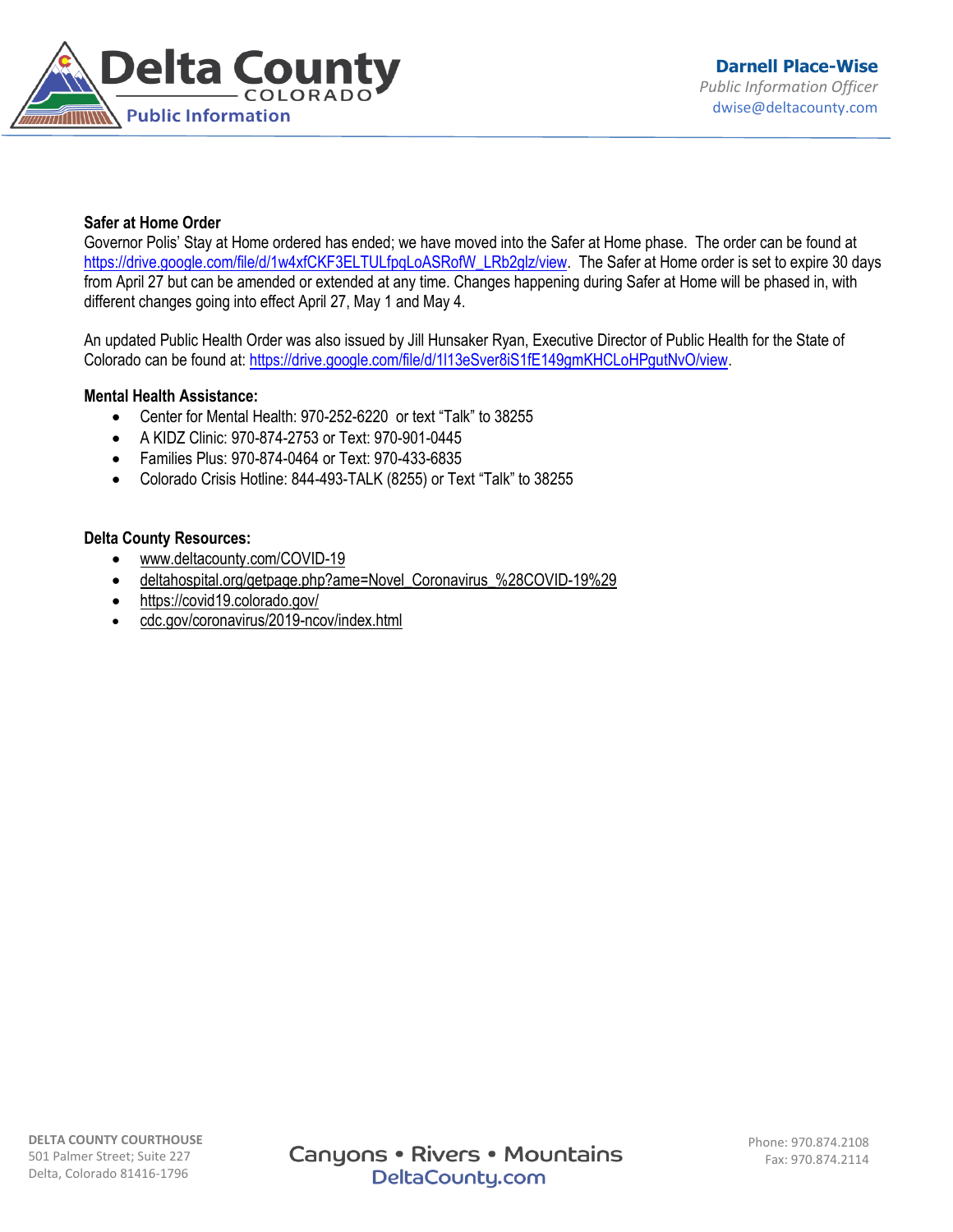**Safer at Home Order**

Governor Polis' Stay at Home ordered has ended; we have moved into the Safer at Home phase. The order can be found at https://drive.google.com/file/d/1w4xfCKF3ELTULfpqLoASRofW_LRb2glz/view. The Safer at Home order is set to expire 30 days from April 27 but can be amended or extended at any time. Changes happening during Safer at Home will be phased in, with different changes going into effect April 27, May 1 and May 4.

An updated Public Health Order was also issued by Jill Hunsaker Ryan, Executive Director of Public Health for the State of Colorado can be found at: https://drive.google.com/file/d/1l13eSver8iS1fE149gmKHCLoHPgutNvO/view.

**Mental Health Assistance:**

- Center for Mental Health: 970-252-6220 or text "Talk" to 38255
- A KIDZ Clinic: 970-874-2753 or Text: 970-901-0445
- Families Plus: 970-874-0464 or Text: 970-433-6835
- Colorado Crisis Hotline: 844-493-TALK (8255) or Text "Talk" to 38255

**Delta County Resources:**

- www.deltacounty.com/COVID-19
- deltahospital.org/getpage.php?ame=Novel_Coronavirus_%28COVID-19%29
- https://covid19.colorado.gov/
- cdc.gov/coronavirus/2019-ncov/index.html